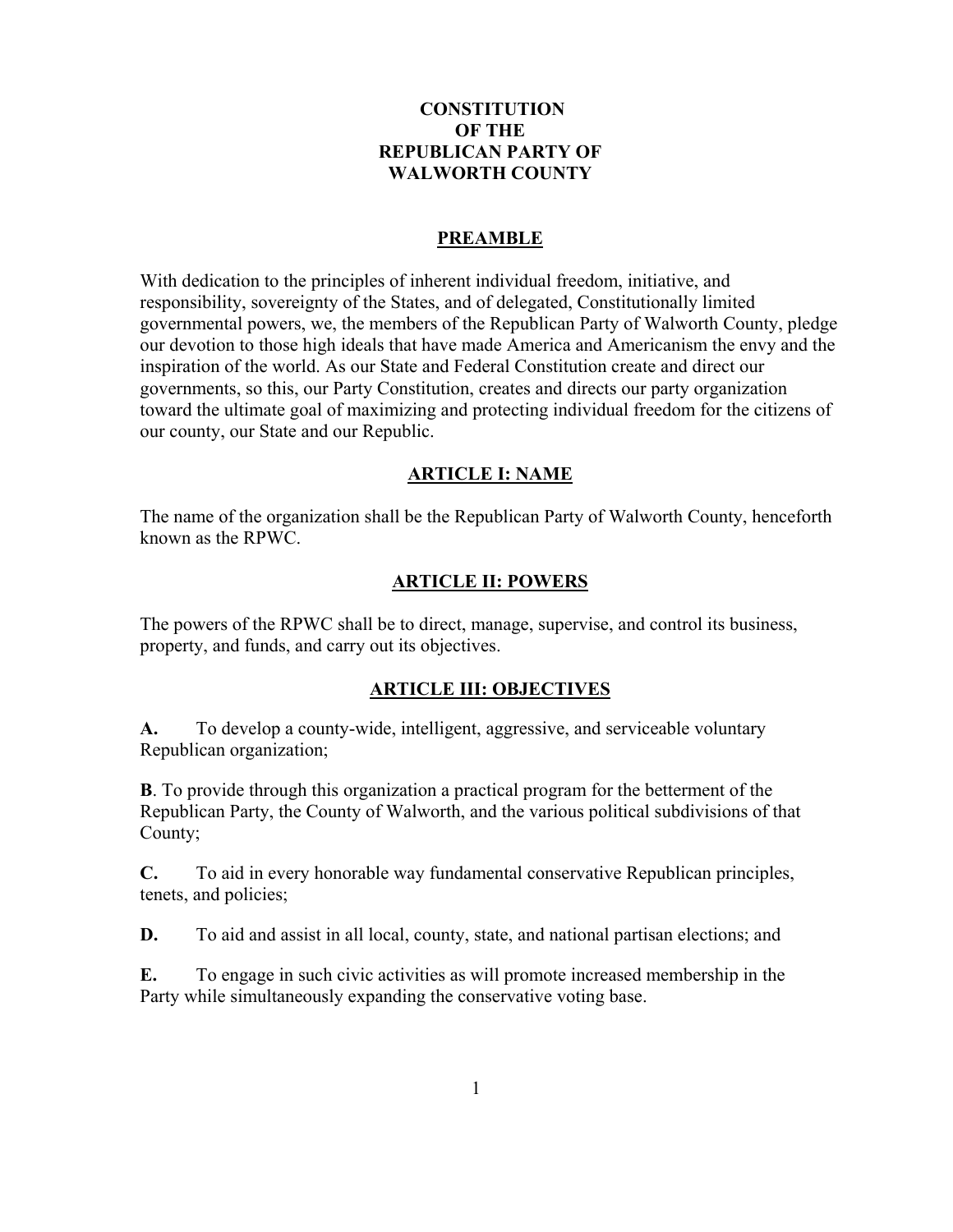# CONSTITUTION OF THE REPUBLICAN PARTY OF WALWORTH COUNTY

## PREAMBLE

With dedication to the principles of inherent individual freedom, initiative, and responsibility, sovereignty of the States, and of delegated, Constitutionally limited governmental powers, we, the members of the Republican Party of Walworth County, pledge our devotion to those high ideals that have made America and Americanism the envy and the inspiration of the world. As our State and Federal Constitution create and direct our governments, so this, our Party Constitution, creates and directs our party organization toward the ultimate goal of maximizing and protecting individual freedom for the citizens of our county, our State and our Republic.

## ARTICLE I: NAME

The name of the organization shall be the Republican Party of Walworth County, henceforth known as the RPWC.

## ARTICLE II: POWERS

The powers of the RPWC shall be to direct, manage, supervise, and control its business, property, and funds, and carry out its objectives.

## ARTICLE III: OBJECTIVES

**A.** To develop a county-wide, intelligent, aggressive, and serviceable voluntary Republican organization;

**B**. To provide through this organization a practical program for the betterment of the Republican Party, the County of Walworth, and the various political subdivisions of that County;

**C.** To aid in every honorable way fundamental conservative Republican principles, tenets, and policies;

**D.** To aid and assist in all local, county, state, and national partisan elections; and

**E.** To engage in such civic activities as will promote increased membership in the Party while simultaneously expanding the conservative voting base.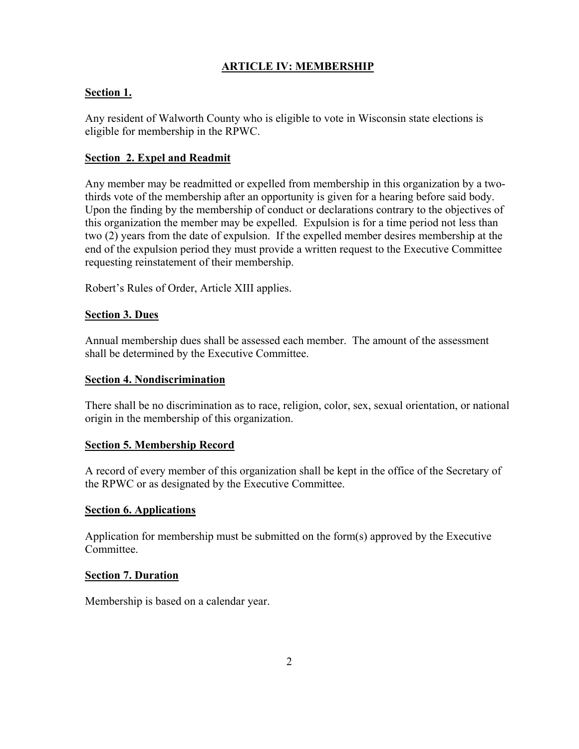## ARTICLE IV: MEMBERSHIP

### Section 1.

Any resident of Walworth County who is eligible to vote in Wisconsin state elections is eligible for membership in the RPWC.

### Section 2. Expel and Readmit

Any member may be readmitted or expelled from membership in this organization by a two-thirds vote of the membership after an opportunity is given for a hearing before said body. Upon the finding by the membership of conduct or declarations contrary to the objectives of this organization the member may be expelled. Expulsion is for a time period not less than two (2) years from the date of expulsion. If the expelled member desires membership at the end of the expulsion period they must provide a written request to the Executive Committee requesting reinstatement of their membership.

Robert's Rules of Order, Article XIII applies.

### Section 3. Dues

Annual membership dues shall be assessed each member. The amount of the assessment shall be determined by the Executive Committee.

### Section 4. Nondiscrimination

There shall be no discrimination as to race, religion, color, sex, sexual orientation, or national origin in the membership of this organization.

### Section 5. Membership Record

A record of every member of this organization shall be kept in the office of the Secretary of the RPWC or as designated by the Executive Committee.

### Section 6. Applications

Application for membership must be submitted on the form(s) approved by the Executive Committee.

### Section 7. Duration

Membership is based on a calendar year.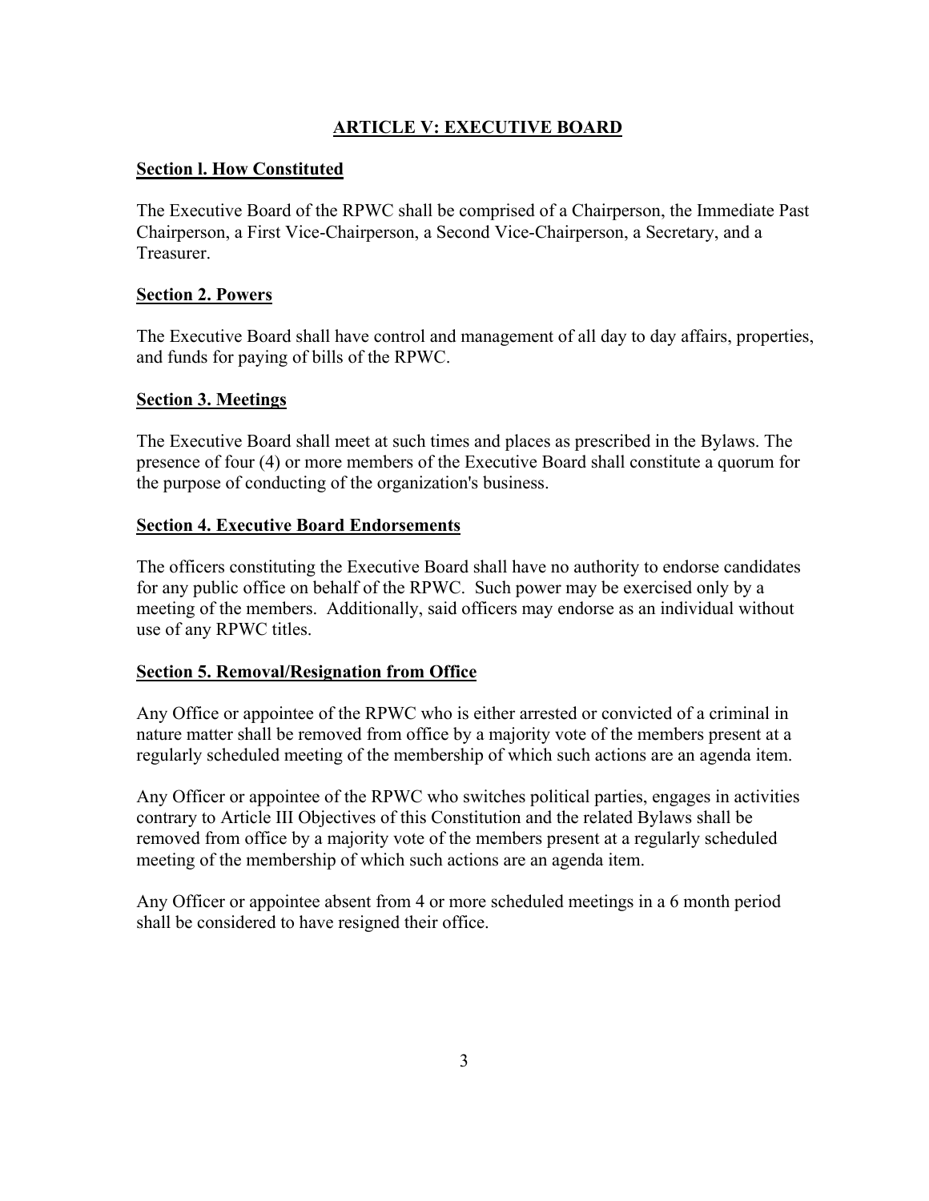## ARTICLE V: EXECUTIVE BOARD

### Section l. How Constituted

The Executive Board of the RPWC shall be comprised of a Chairperson, the Immediate Past Chairperson, a First Vice-Chairperson, a Second Vice-Chairperson, a Secretary, and a Treasurer.

### Section 2. Powers

The Executive Board shall have control and management of all day to day affairs, properties, and funds for paying of bills of the RPWC.

### Section 3. Meetings

The Executive Board shall meet at such times and places as prescribed in the Bylaws. The presence of four (4) or more members of the Executive Board shall constitute a quorum for the purpose of conducting of the organization's business.

### Section 4. Executive Board Endorsements

The officers constituting the Executive Board shall have no authority to endorse candidates for any public office on behalf of the RPWC. Such power may be exercised only by a meeting of the members. Additionally, said officers may endorse as an individual without use of any RPWC titles.

### Section 5. Removal/Resignation from Office

Any Office or appointee of the RPWC who is either arrested or convicted of a criminal in nature matter shall be removed from office by a majority vote of the members present at a regularly scheduled meeting of the membership of which such actions are an agenda item.

Any Officer or appointee of the RPWC who switches political parties, engages in activities contrary to Article III Objectives of this Constitution and the related Bylaws shall be removed from office by a majority vote of the members present at a regularly scheduled meeting of the membership of which such actions are an agenda item.

Any Officer or appointee absent from 4 or more scheduled meetings in a 6 month period shall be considered to have resigned their office.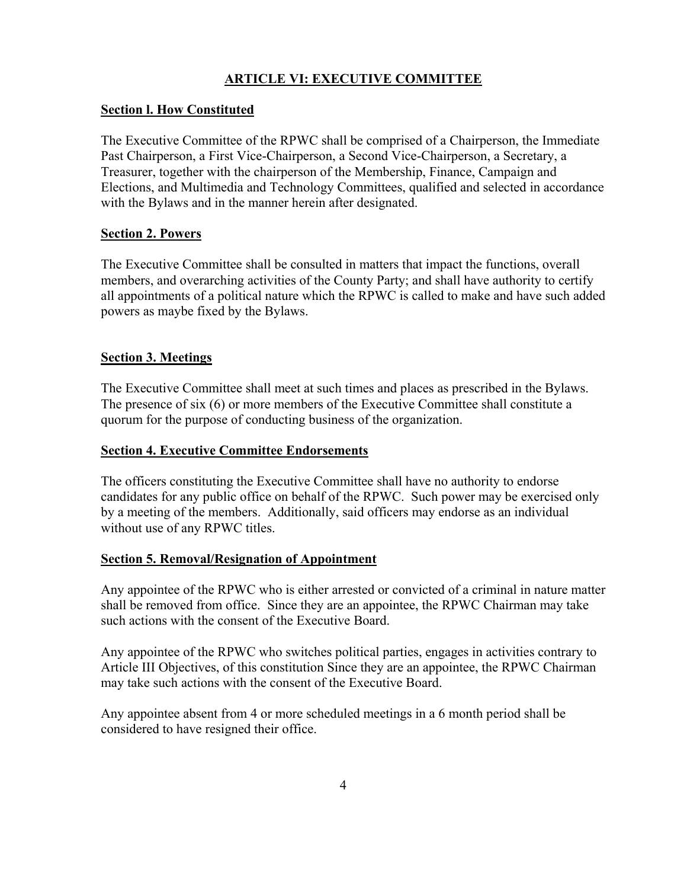## ARTICLE VI: EXECUTIVE COMMITTEE

### Section l. How Constituted

The Executive Committee of the RPWC shall be comprised of a Chairperson, the Immediate Past Chairperson, a First Vice-Chairperson, a Second Vice-Chairperson, a Secretary, a Treasurer, together with the chairperson of the Membership, Finance, Campaign and Elections, and Multimedia and Technology Committees, qualified and selected in accordance with the Bylaws and in the manner herein after designated.

### Section 2. Powers

The Executive Committee shall be consulted in matters that impact the functions, overall members, and overarching activities of the County Party; and shall have authority to certify all appointments of a political nature which the RPWC is called to make and have such added powers as maybe fixed by the Bylaws.

### Section 3. Meetings

The Executive Committee shall meet at such times and places as prescribed in the Bylaws. The presence of six (6) or more members of the Executive Committee shall constitute a quorum for the purpose of conducting business of the organization.

### Section 4. Executive Committee Endorsements

The officers constituting the Executive Committee shall have no authority to endorse candidates for any public office on behalf of the RPWC. Such power may be exercised only by a meeting of the members. Additionally, said officers may endorse as an individual without use of any RPWC titles.

### Section 5. Removal/Resignation of Appointment

Any appointee of the RPWC who is either arrested or convicted of a criminal in nature matter shall be removed from office. Since they are an appointee, the RPWC Chairman may take such actions with the consent of the Executive Board.

Any appointee of the RPWC who switches political parties, engages in activities contrary to Article III Objectives, of this constitution Since they are an appointee, the RPWC Chairman may take such actions with the consent of the Executive Board.

Any appointee absent from 4 or more scheduled meetings in a 6 month period shall be considered to have resigned their office.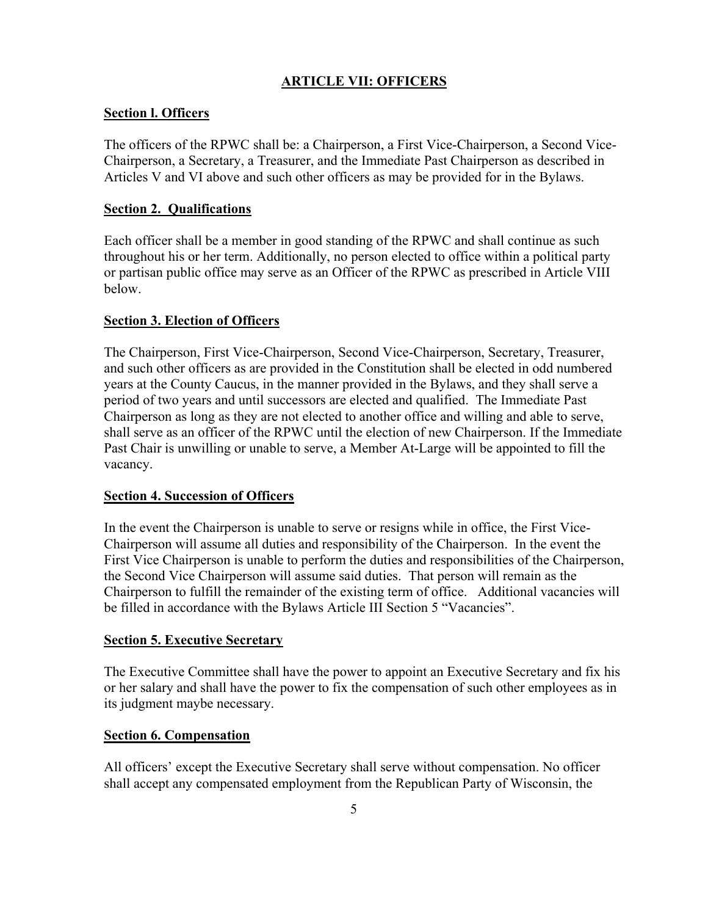## ARTICLE VII: OFFICERS

### Section l. Officers

The officers of the RPWC shall be: a Chairperson, a First Vice-Chairperson, a Second Vice-Chairperson, a Secretary, a Treasurer, and the Immediate Past Chairperson as described in Articles V and VI above and such other officers as may be provided for in the Bylaws.

### Section 2. Qualifications

Each officer shall be a member in good standing of the RPWC and shall continue as such throughout his or her term. Additionally, no person elected to office within a political party or partisan public office may serve as an Officer of the RPWC as prescribed in Article VIII below.

### Section 3. Election of Officers

The Chairperson, First Vice-Chairperson, Second Vice-Chairperson, Secretary, Treasurer, and such other officers as are provided in the Constitution shall be elected in odd numbered years at the County Caucus, in the manner provided in the Bylaws, and they shall serve a period of two years and until successors are elected and qualified. The Immediate Past Chairperson as long as they are not elected to another office and willing and able to serve, shall serve as an officer of the RPWC until the election of new Chairperson. If the Immediate Past Chair is unwilling or unable to serve, a Member At-Large will be appointed to fill the vacancy.

### Section 4. Succession of Officers

In the event the Chairperson is unable to serve or resigns while in office, the First Vice-Chairperson will assume all duties and responsibility of the Chairperson. In the event the First Vice Chairperson is unable to perform the duties and responsibilities of the Chairperson, the Second Vice Chairperson will assume said duties. That person will remain as the Chairperson to fulfill the remainder of the existing term of office. Additional vacancies will be filled in accordance with the Bylaws Article III Section 5 "Vacancies".

### Section 5. Executive Secretary

The Executive Committee shall have the power to appoint an Executive Secretary and fix his or her salary and shall have the power to fix the compensation of such other employees as in its judgment maybe necessary.

### Section 6. Compensation

All officers' except the Executive Secretary shall serve without compensation. No officer shall accept any compensated employment from the Republican Party of Wisconsin, the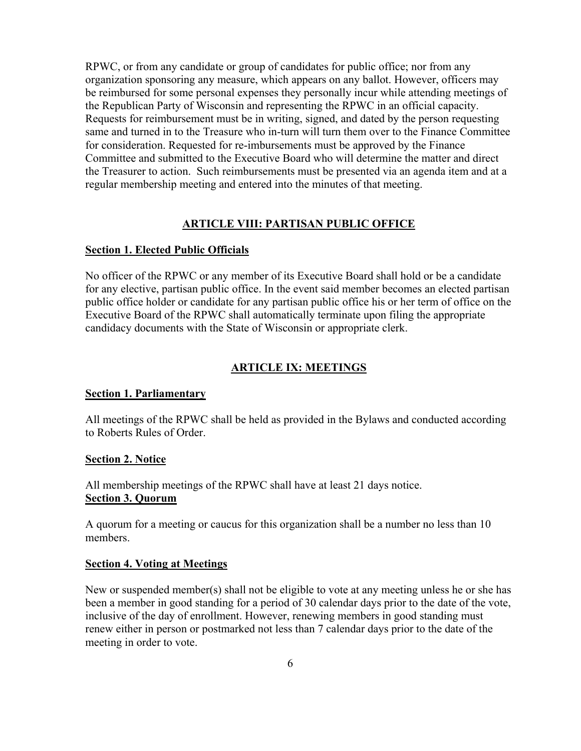RPWC, or from any candidate or group of candidates for public office; nor from any organization sponsoring any measure, which appears on any ballot. However, officers may be reimbursed for some personal expenses they personally incur while attending meetings of the Republican Party of Wisconsin and representing the RPWC in an official capacity. Requests for reimbursement must be in writing, signed, and dated by the person requesting same and turned in to the Treasure who in-turn will turn them over to the Finance Committee for consideration. Requested for re-imbursements must be approved by the Finance Committee and submitted to the Executive Board who will determine the matter and direct the Treasurer to action. Such reimbursements must be presented via an agenda item and at a regular membership meeting and entered into the minutes of that meeting.

## ARTICLE VIII: PARTISAN PUBLIC OFFICE

### Section 1. Elected Public Officials

No officer of the RPWC or any member of its Executive Board shall hold or be a candidate for any elective, partisan public office. In the event said member becomes an elected partisan public office holder or candidate for any partisan public office his or her term of office on the Executive Board of the RPWC shall automatically terminate upon filing the appropriate candidacy documents with the State of Wisconsin or appropriate clerk.

## ARTICLE IX: MEETINGS

### Section 1. Parliamentary

All meetings of the RPWC shall be held as provided in the Bylaws and conducted according to Roberts Rules of Order.

### Section 2. Notice

All membership meetings of the RPWC shall have at least 21 days notice.

### Section 3. Quorum

A quorum for a meeting or caucus for this organization shall be a number no less than 10 members.

### Section 4. Voting at Meetings

New or suspended member(s) shall not be eligible to vote at any meeting unless he or she has been a member in good standing for a period of 30 calendar days prior to the date of the vote, inclusive of the day of enrollment. However, renewing members in good standing must renew either in person or postmarked not less than 7 calendar days prior to the date of the meeting in order to vote.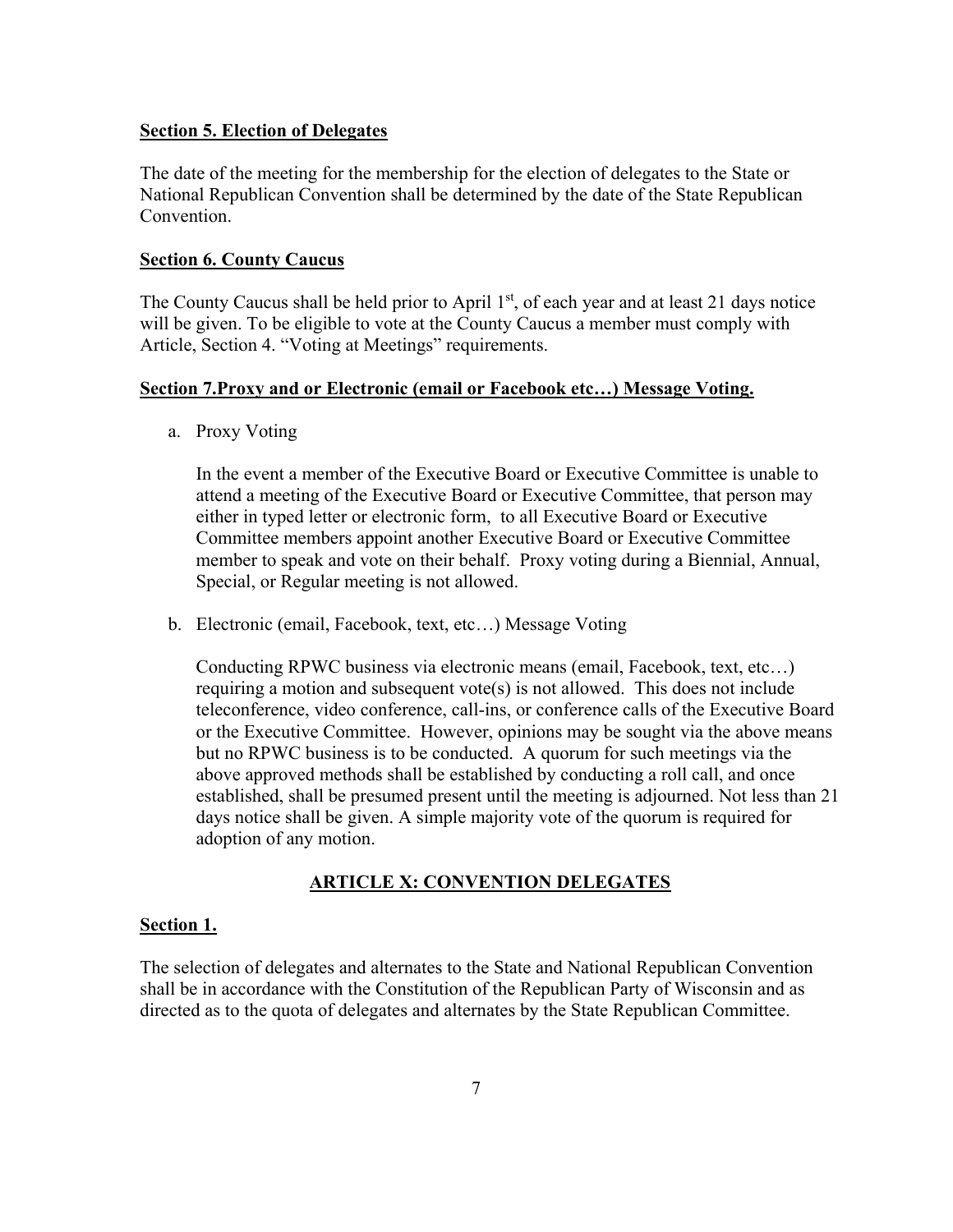**Section 5. Election of Delegates**

The date of the meeting for the membership for the election of delegates to the State or National Republican Convention shall be determined by the date of the State Republican Convention.

**Section 6. County Caucus**

The County Caucus shall be held prior to April 1st, of each year and at least 21 days notice will be given. To be eligible to vote at the County Caucus a member must comply with Article, Section 4. "Voting at Meetings" requirements.

**Section 7.Proxy and or Electronic (email or Facebook etc…) Message Voting.**

a. Proxy Voting

   In the event a member of the Executive Board or Executive Committee is unable to attend a meeting of the Executive Board or Executive Committee, that person may either in typed letter or electronic form, to all Executive Board or Executive Committee members appoint another Executive Board or Executive Committee member to speak and vote on their behalf. Proxy voting during a Biennial, Annual, Special, or Regular meeting is not allowed.

b. Electronic (email, Facebook, text, etc…) Message Voting

   Conducting RPWC business via electronic means (email, Facebook, text, etc…) requiring a motion and subsequent vote(s) is not allowed. This does not include teleconference, video conference, call-ins, or conference calls of the Executive Board or the Executive Committee. However, opinions may be sought via the above means but no RPWC business is to be conducted. A quorum for such meetings via the above approved methods shall be established by conducting a roll call, and once established, shall be presumed present until the meeting is adjourned. Not less than 21 days notice shall be given. A simple majority vote of the quorum is required for adoption of any motion.

## ARTICLE X: CONVENTION DELEGATES

**Section 1.**

The selection of delegates and alternates to the State and National Republican Convention shall be in accordance with the Constitution of the Republican Party of Wisconsin and as directed as to the quota of delegates and alternates by the State Republican Committee.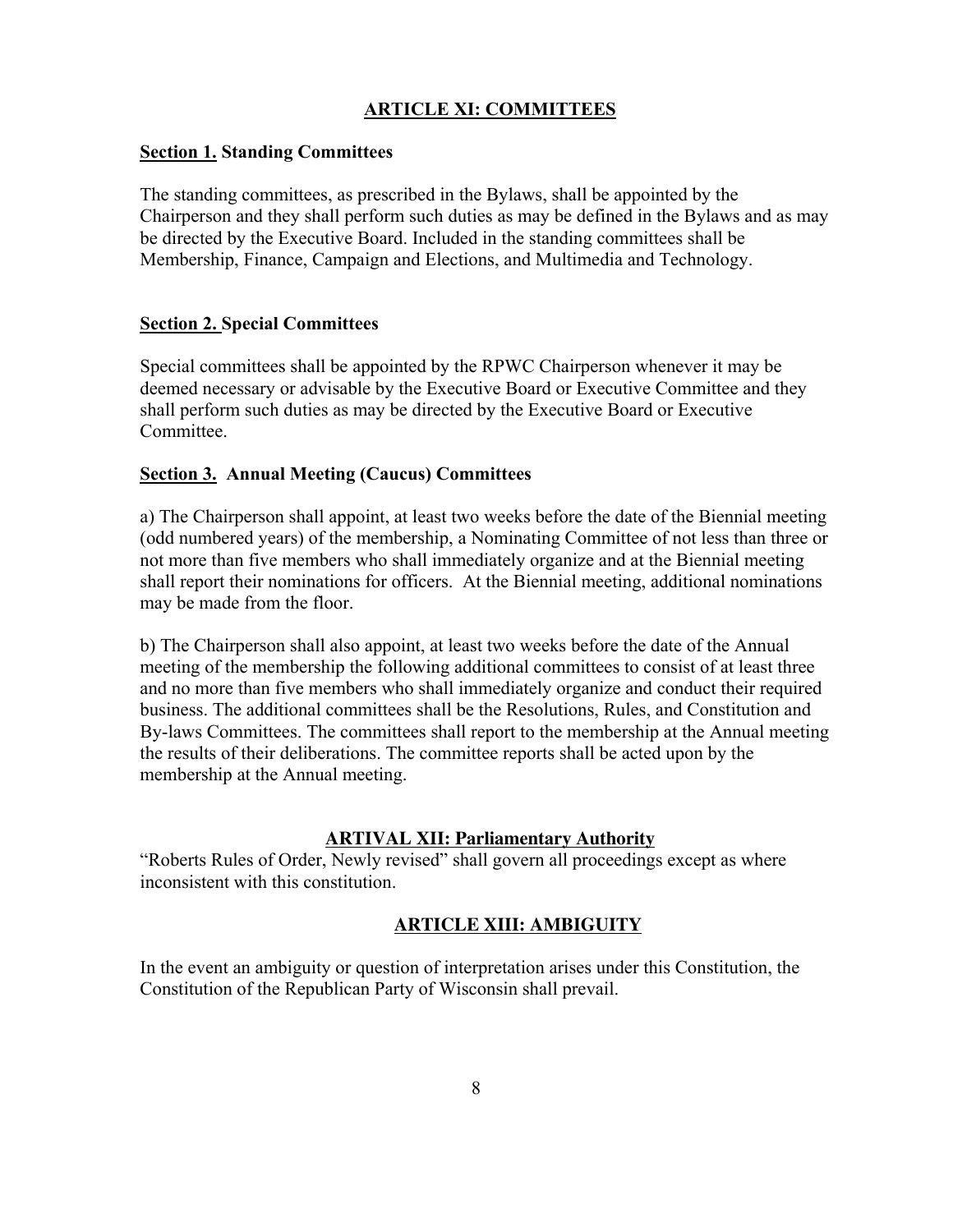## ARTICLE XI: COMMITTEES

**Section 1. Standing Committees**

The standing committees, as prescribed in the Bylaws, shall be appointed by the Chairperson and they shall perform such duties as may be defined in the Bylaws and as may be directed by the Executive Board. Included in the standing committees shall be Membership, Finance, Campaign and Elections, and Multimedia and Technology.

**Section 2. Special Committees**

Special committees shall be appointed by the RPWC Chairperson whenever it may be deemed necessary or advisable by the Executive Board or Executive Committee and they shall perform such duties as may be directed by the Executive Board or Executive Committee.

**Section 3. Annual Meeting (Caucus) Committees**

a) The Chairperson shall appoint, at least two weeks before the date of the Biennial meeting (odd numbered years) of the membership, a Nominating Committee of not less than three or not more than five members who shall immediately organize and at the Biennial meeting shall report their nominations for officers. At the Biennial meeting, additional nominations may be made from the floor.

b) The Chairperson shall also appoint, at least two weeks before the date of the Annual meeting of the membership the following additional committees to consist of at least three and no more than five members who shall immediately organize and conduct their required business. The additional committees shall be the Resolutions, Rules, and Constitution and By-laws Committees. The committees shall report to the membership at the Annual meeting the results of their deliberations. The committee reports shall be acted upon by the membership at the Annual meeting.

## ARTIVAL XII: Parliamentary Authority

"Roberts Rules of Order, Newly revised" shall govern all proceedings except as where inconsistent with this constitution.

## ARTICLE XIII: AMBIGUITY

In the event an ambiguity or question of interpretation arises under this Constitution, the Constitution of the Republican Party of Wisconsin shall prevail.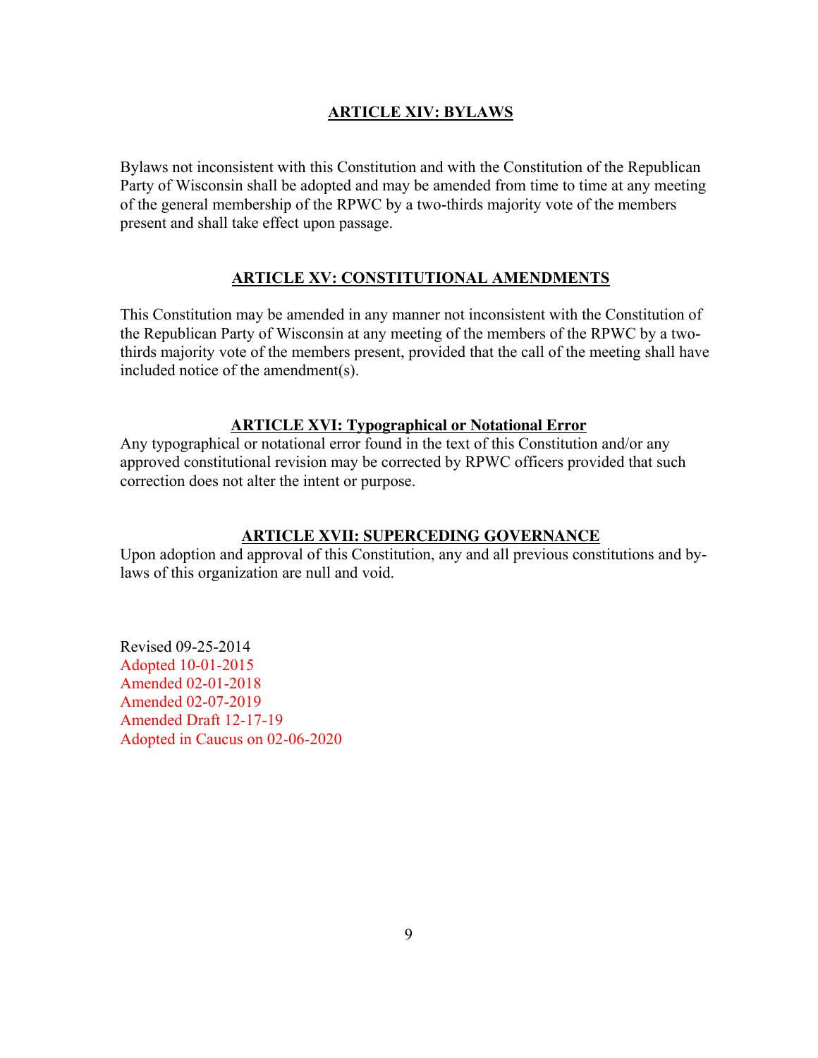## ARTICLE XIV: BYLAWS

Bylaws not inconsistent with this Constitution and with the Constitution of the Republican Party of Wisconsin shall be adopted and may be amended from time to time at any meeting of the general membership of the RPWC by a two-thirds majority vote of the members present and shall take effect upon passage.

## ARTICLE XV: CONSTITUTIONAL AMENDMENTS

This Constitution may be amended in any manner not inconsistent with the Constitution of the Republican Party of Wisconsin at any meeting of the members of the RPWC by a two-thirds majority vote of the members present, provided that the call of the meeting shall have included notice of the amendment(s).

## ARTICLE XVI: Typographical or Notational Error

Any typographical or notational error found in the text of this Constitution and/or any approved constitutional revision may be corrected by RPWC officers provided that such correction does not alter the intent or purpose.

## ARTICLE XVII: SUPERCEDING GOVERNANCE

Upon adoption and approval of this Constitution, any and all previous constitutions and by-laws of this organization are null and void.

Revised 09-25-2014
Adopted 10-01-2015
Amended 02-01-2018
Amended 02-07-2019
Amended Draft 12-17-19
Adopted in Caucus on 02-06-2020